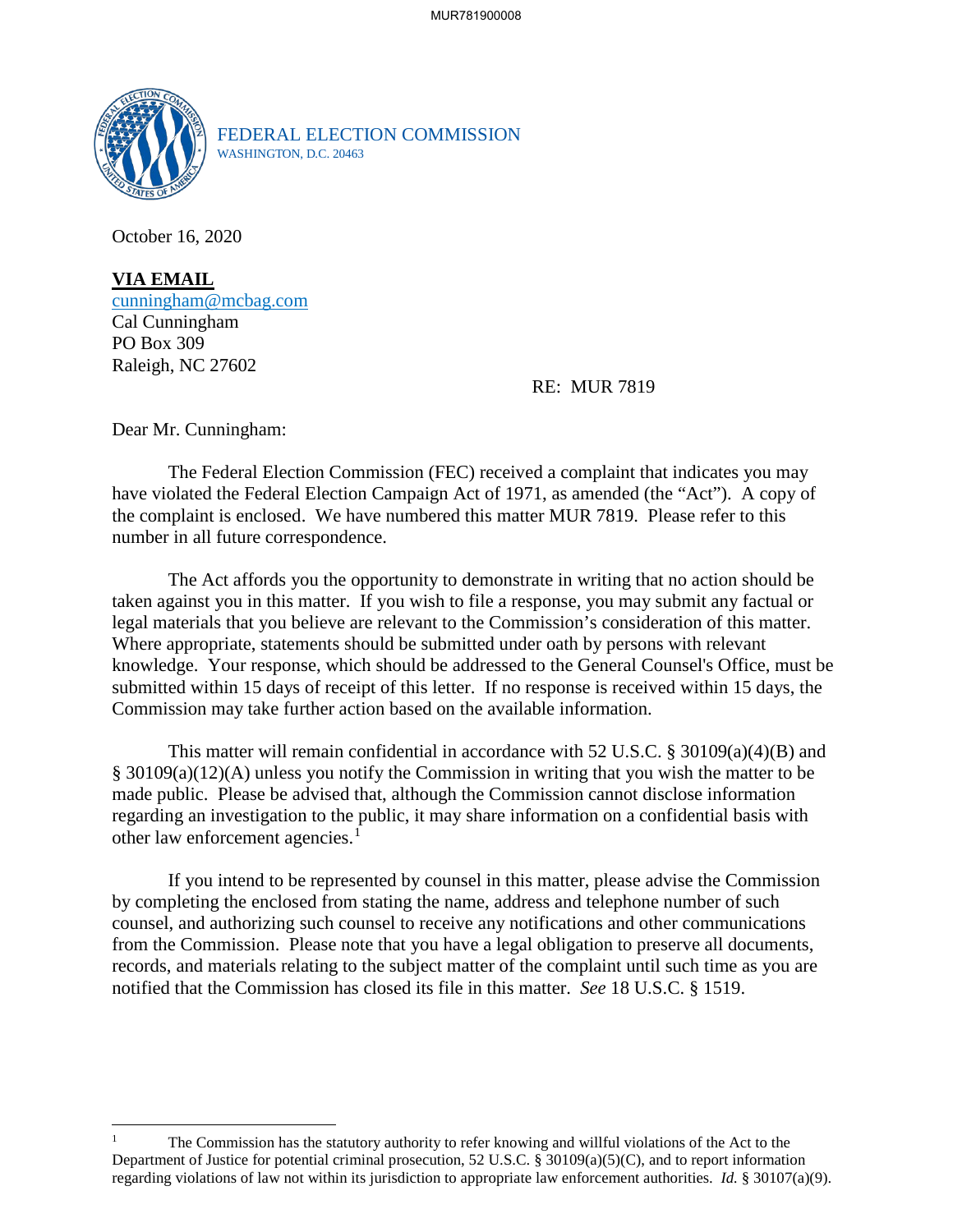FEDERAL ELECTION COMMISSION
WASHINGTON, D.C. 20463

October 16, 2020

**VIA EMAIL**
cunningham@mcbag.com
Cal Cunningham
PO Box 309
Raleigh, NC 27602

RE: MUR 7819

Dear Mr. Cunningham:

The Federal Election Commission (FEC) received a complaint that indicates you may have violated the Federal Election Campaign Act of 1971, as amended (the "Act"). A copy of the complaint is enclosed. We have numbered this matter MUR 7819. Please refer to this number in all future correspondence.

The Act affords you the opportunity to demonstrate in writing that no action should be taken against you in this matter. If you wish to file a response, you may submit any factual or legal materials that you believe are relevant to the Commission's consideration of this matter. Where appropriate, statements should be submitted under oath by persons with relevant knowledge. Your response, which should be addressed to the General Counsel's Office, must be submitted within 15 days of receipt of this letter. If no response is received within 15 days, the Commission may take further action based on the available information.

This matter will remain confidential in accordance with 52 U.S.C. § 30109(a)(4)(B) and § 30109(a)(12)(A) unless you notify the Commission in writing that you wish the matter to be made public. Please be advised that, although the Commission cannot disclose information regarding an investigation to the public, it may share information on a confidential basis with other law enforcement agencies.[1]

If you intend to be represented by counsel in this matter, please advise the Commission by completing the enclosed from stating the name, address and telephone number of such counsel, and authorizing such counsel to receive any notifications and other communications from the Commission. Please note that you have a legal obligation to preserve all documents, records, and materials relating to the subject matter of the complaint until such time as you are notified that the Commission has closed its file in this matter. *See* 18 U.S.C. § 1519.

---

[1] The Commission has the statutory authority to refer knowing and willful violations of the Act to the Department of Justice for potential criminal prosecution, 52 U.S.C. § 30109(a)(5)(C), and to report information regarding violations of law not within its jurisdiction to appropriate law enforcement authorities. *Id.* § 30107(a)(9).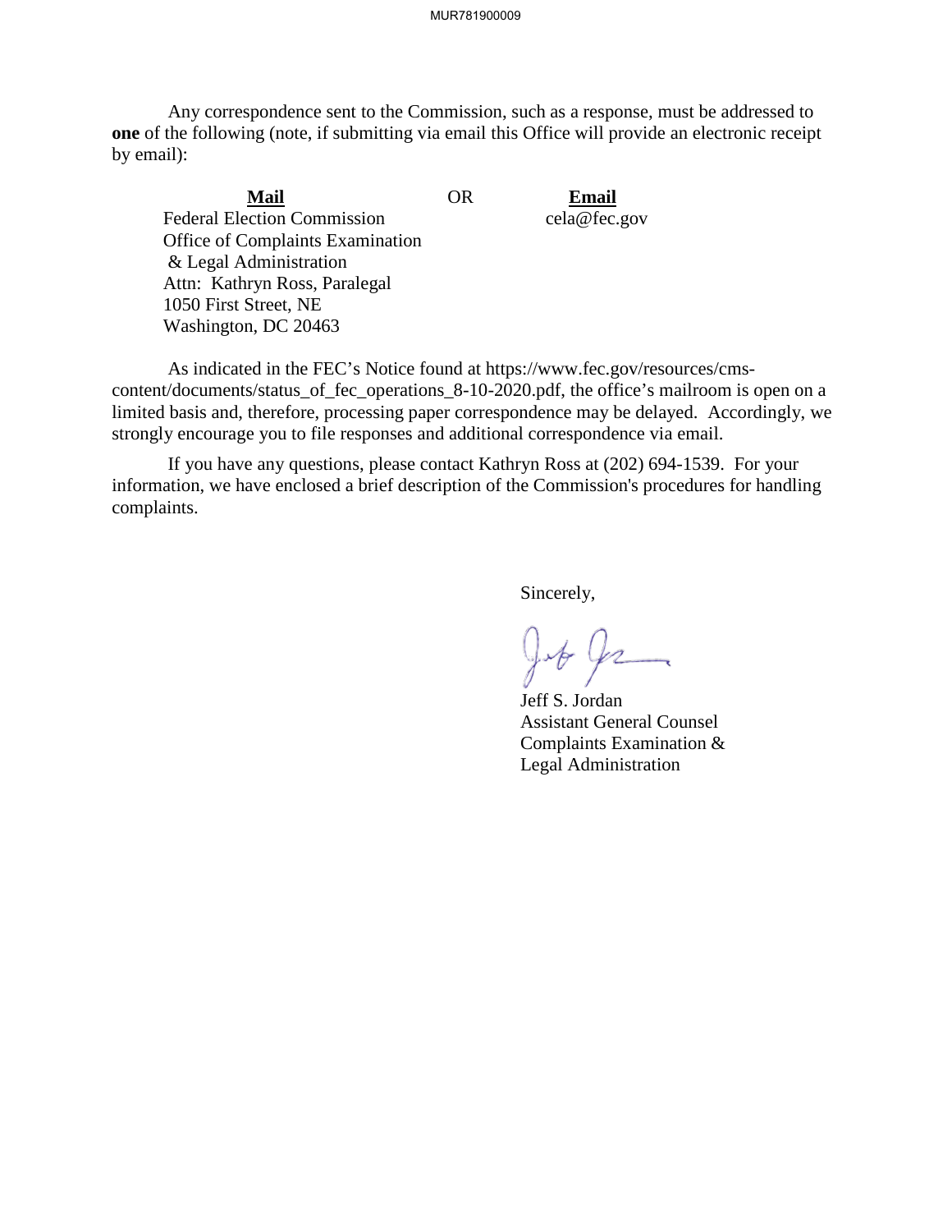Any correspondence sent to the Commission, such as a response, must be addressed to **one** of the following (note, if submitting via email this Office will provide an electronic receipt by email):

| **Mail** | OR | **Email** |
|---|---|---|
| Federal Election Commission<br>Office of Complaints Examination<br>& Legal Administration<br>Attn: Kathryn Ross, Paralegal<br>1050 First Street, NE<br>Washington, DC 20463 | | cela@fec.gov |

As indicated in the FEC's Notice found at https://www.fec.gov/resources/cms-content/documents/status_of_fec_operations_8-10-2020.pdf, the office's mailroom is open on a limited basis and, therefore, processing paper correspondence may be delayed. Accordingly, we strongly encourage you to file responses and additional correspondence via email.

If you have any questions, please contact Kathryn Ross at (202) 694-1539. For your information, we have enclosed a brief description of the Commission's procedures for handling complaints.

Sincerely,

Jeff S. Jordan
Assistant General Counsel
Complaints Examination &
Legal Administration